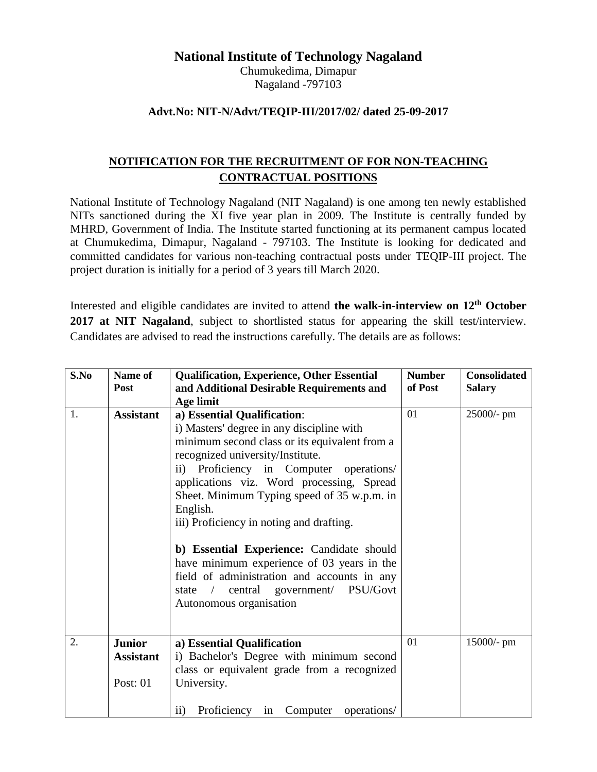# National Institute of Technology Nagaland

Chumukedima, Dimapur
Nagaland -797103

**Advt.No: NIT-N/Advt/TEQIP-III/2017/02/ dated 25-09-2017**

## NOTIFICATION FOR THE RECRUITMENT OF FOR NON-TEACHING CONTRACTUAL POSITIONS

National Institute of Technology Nagaland (NIT Nagaland) is one among ten newly established NITs sanctioned during the XI five year plan in 2009. The Institute is centrally funded by MHRD, Government of India. The Institute started functioning at its permanent campus located at Chumukedima, Dimapur, Nagaland - 797103. The Institute is looking for dedicated and committed candidates for various non-teaching contractual posts under TEQIP-III project. The project duration is initially for a period of 3 years till March 2020.

Interested and eligible candidates are invited to attend **the walk-in-interview on 12th October 2017 at NIT Nagaland**, subject to shortlisted status for appearing the skill test/interview. Candidates are advised to read the instructions carefully. The details are as follows:

| S.No | Name of Post | Qualification, Experience, Other Essential and Additional Desirable Requirements and Age limit | Number of Post | Consolidated Salary |
|---|---|---|---|---|
| 1. | **Assistant** | **a) Essential Qualification**:<br>i) Masters' degree in any discipline with minimum second class or its equivalent from a recognized university/Institute.<br>ii) Proficiency in Computer operations/ applications viz. Word processing, Spread Sheet. Minimum Typing speed of 35 w.p.m. in English.<br>iii) Proficiency in noting and drafting.<br><br>**b) Essential Experience:** Candidate should have minimum experience of 03 years in the field of administration and accounts in any state / central government/ PSU/Govt Autonomous organisation | 01 | 25000/- pm |
| 2. | **Junior Assistant**<br><br>Post: 01 | **a) Essential Qualification**<br>i) Bachelor's Degree with minimum second class or equivalent grade from a recognized University.<br><br>ii) Proficiency in Computer operations/ | 01 | 15000/- pm |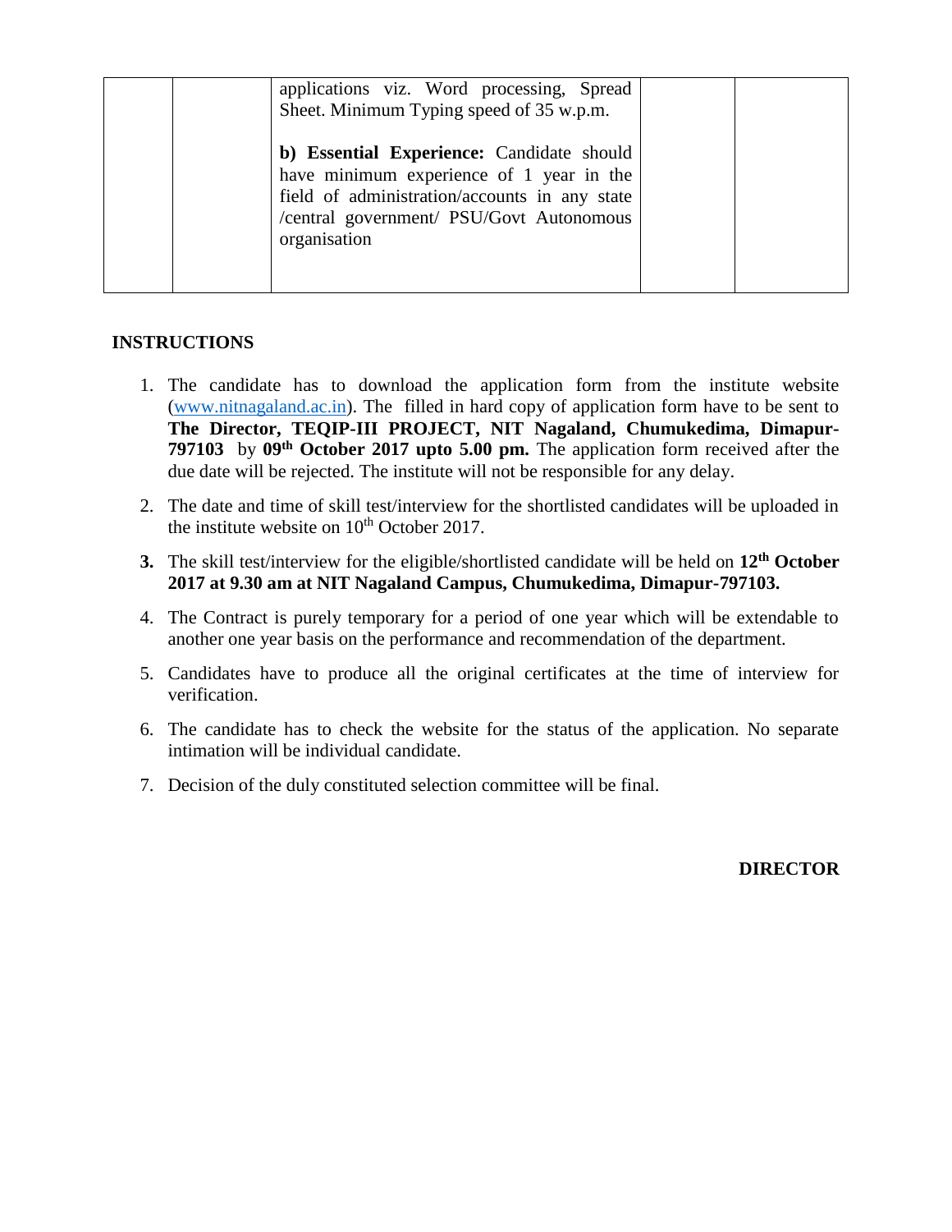| | | | | |
|---|---|---|---|---|
| | | applications viz. Word processing, Spread Sheet. Minimum Typing speed of 35 w.p.m.<br><br>**b) Essential Experience:** Candidate should have minimum experience of 1 year in the field of administration/accounts in any state /central government/ PSU/Govt Autonomous organisation | | |

**INSTRUCTIONS**

1. The candidate has to download the application form from the institute website (www.nitnagaland.ac.in). The filled in hard copy of application form have to be sent to **The Director, TEQIP-III PROJECT, NIT Nagaland, Chumukedima, Dimapur-797103** by **09th October 2017 upto 5.00 pm.** The application form received after the due date will be rejected. The institute will not be responsible for any delay.
2. The date and time of skill test/interview for the shortlisted candidates will be uploaded in the institute website on 10th October 2017.
3. The skill test/interview for the eligible/shortlisted candidate will be held on **12th October 2017 at 9.30 am at NIT Nagaland Campus, Chumukedima, Dimapur-797103.**
4. The Contract is purely temporary for a period of one year which will be extendable to another one year basis on the performance and recommendation of the department.
5. Candidates have to produce all the original certificates at the time of interview for verification.
6. The candidate has to check the website for the status of the application. No separate intimation will be individual candidate.
7. Decision of the duly constituted selection committee will be final.

**DIRECTOR**